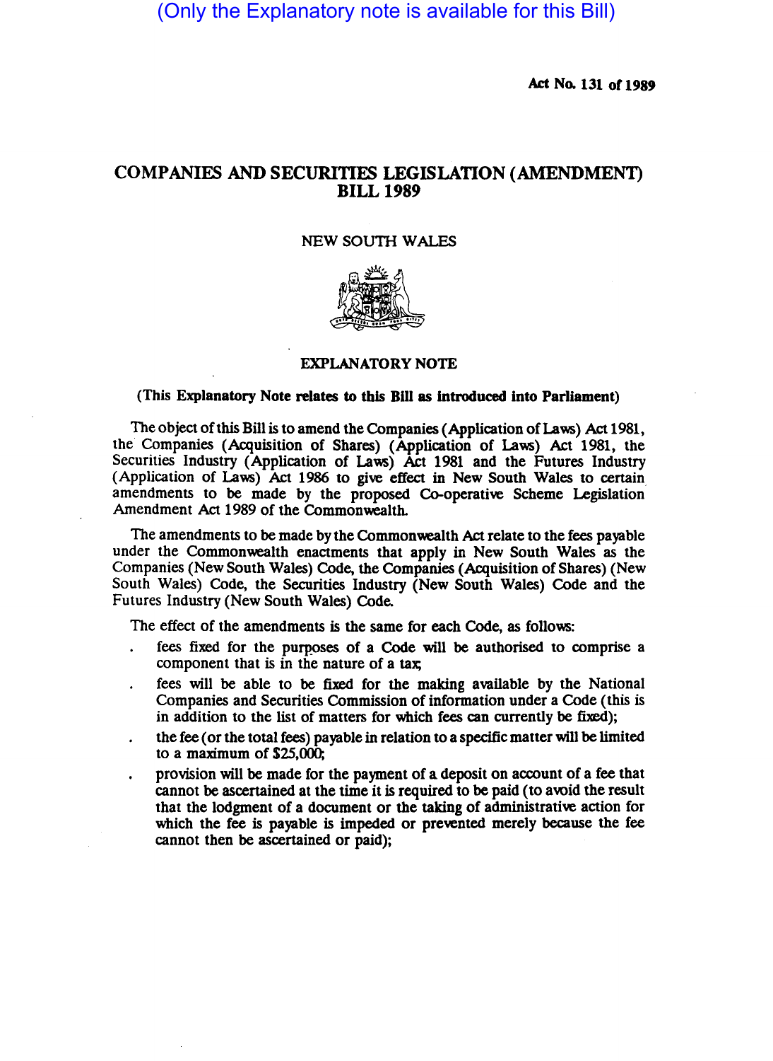(Only the Explanatory note is available for this Bill)

Act No. 131 of 1989

# COMPANIES AND SECURITIES LEGISLATION (AMENDMENT) BILL 1989

NEW SOUTH WALES

## EXPLANATORY NOTE

**(This Explanatory Note relates to this Bill as introduced into Parliament)**

The object of this Bill is to amend the Companies (Application of Laws) Act 1981, the Companies (Acquisition of Shares) (Application of Laws) Act 1981, the Securities Industry (Application of Laws) Act 1981 and the Futures Industry (Application of Laws) Act 1986 to give effect in New South Wales to certain amendments to be made by the proposed Co-operative Scheme Legislation Amendment Act 1989 of the Commonwealth.

The amendments to be made by the Commonwealth Act relate to the fees payable under the Commonwealth enactments that apply in New South Wales as the Companies (New South Wales) Code, the Companies (Acquisition of Shares) (New South Wales) Code, the Securities Industry (New South Wales) Code and the Futures Industry (New South Wales) Code.

The effect of the amendments is the same for each Code, as follows:

- fees fixed for the purposes of a Code will be authorised to comprise a component that is in the nature of a tax;
- fees will be able to be fixed for the making available by the National Companies and Securities Commission of information under a Code (this is in addition to the list of matters for which fees can currently be fixed);
- the fee (or the total fees) payable in relation to a specific matter will be limited to a maximum of $25,000;
- provision will be made for the payment of a deposit on account of a fee that cannot be ascertained at the time it is required to be paid (to avoid the result that the lodgment of a document or the taking of administrative action for which the fee is payable is impeded or prevented merely because the fee cannot then be ascertained or paid);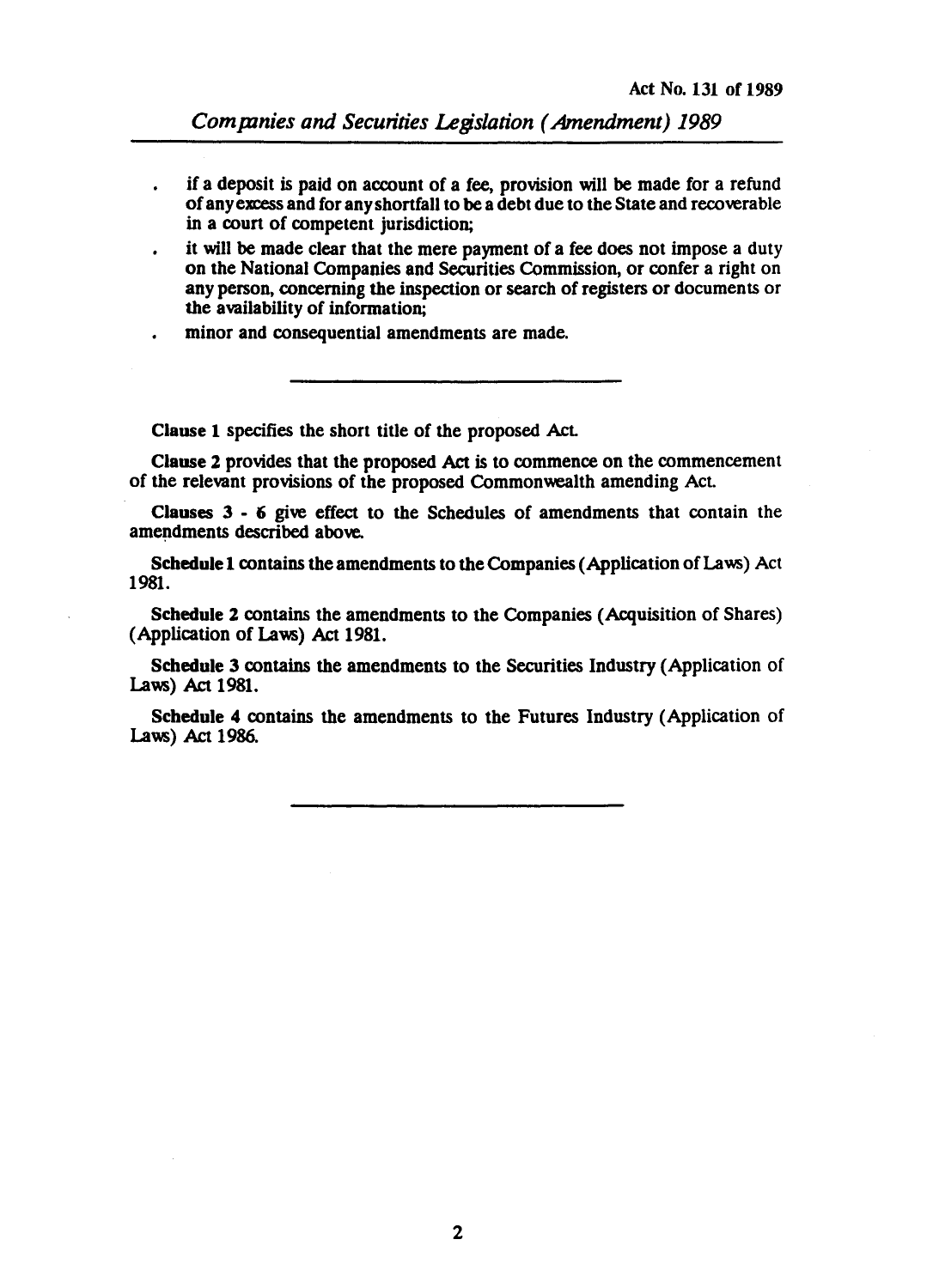- if a deposit is paid on account of a fee, provision will be made for a refund of any excess and for any shortfall to be a debt due to the State and recoverable in a court of competent jurisdiction;
- it will be made clear that the mere payment of a fee does not impose a duty on the National Companies and Securities Commission, or confer a right on any person, concerning the inspection or search of registers or documents or the availability of information;
- minor and consequential amendments are made.

---

**Clause 1** specifies the short title of the proposed Act.

**Clause 2** provides that the proposed Act is to commence on the commencement of the relevant provisions of the proposed Commonwealth amending Act.

**Clauses 3 - 6** give effect to the Schedules of amendments that contain the amendments described above.

**Schedule 1** contains the amendments to the Companies (Application of Laws) Act 1981.

**Schedule 2** contains the amendments to the Companies (Acquisition of Shares) (Application of Laws) Act 1981.

**Schedule 3** contains the amendments to the Securities Industry (Application of Laws) Act 1981.

**Schedule 4** contains the amendments to the Futures Industry (Application of Laws) Act 1986.

---